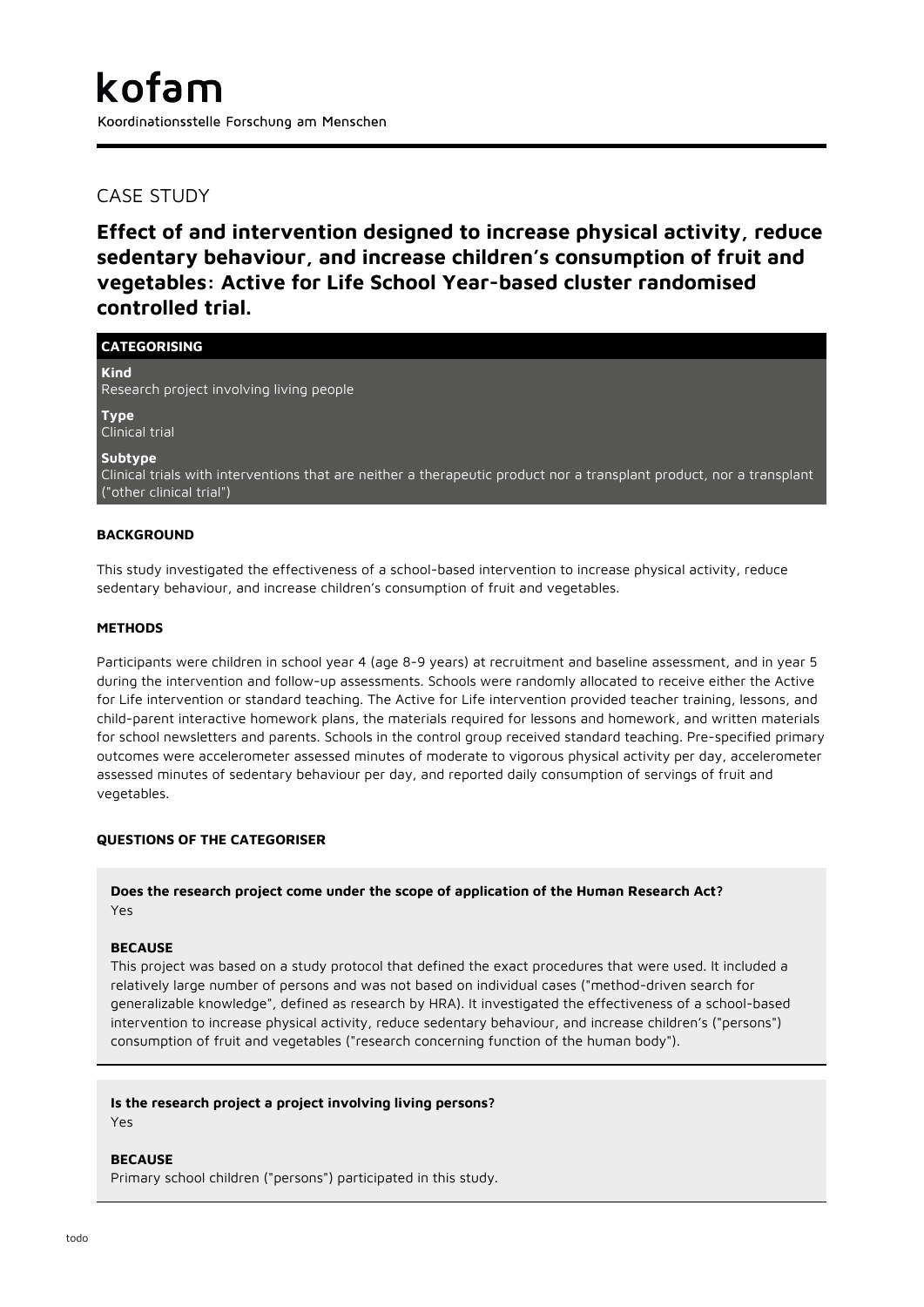# kofam

Koordinationsstelle Forschung am Menschen

## CASE STUDY

## Effect of and intervention designed to increase physical activity, reduce sedentary behaviour, and increase children's consumption of fruit and vegetables: Active for Life School Year-based cluster randomised controlled trial.

### CATEGORISING

**Kind**
Research project involving living people

**Type**
Clinical trial

**Subtype**
Clinical trials with interventions that are neither a therapeutic product nor a transplant product, nor a transplant ("other clinical trial")

### BACKGROUND

This study investigated the effectiveness of a school-based intervention to increase physical activity, reduce sedentary behaviour, and increase children's consumption of fruit and vegetables.

### METHODS

Participants were children in school year 4 (age 8-9 years) at recruitment and baseline assessment, and in year 5 during the intervention and follow-up assessments. Schools were randomly allocated to receive either the Active for Life intervention or standard teaching. The Active for Life intervention provided teacher training, lessons, and child-parent interactive homework plans, the materials required for lessons and homework, and written materials for school newsletters and parents. Schools in the control group received standard teaching. Pre-specified primary outcomes were accelerometer assessed minutes of moderate to vigorous physical activity per day, accelerometer assessed minutes of sedentary behaviour per day, and reported daily consumption of servings of fruit and vegetables.

### QUESTIONS OF THE CATEGORISER

**Does the research project come under the scope of application of the Human Research Act?**
Yes

**BECAUSE**
This project was based on a study protocol that defined the exact procedures that were used. It included a relatively large number of persons and was not based on individual cases ("method-driven search for generalizable knowledge", defined as research by HRA). It investigated the effectiveness of a school-based intervention to increase physical activity, reduce sedentary behaviour, and increase children's ("persons") consumption of fruit and vegetables ("research concerning function of the human body").

**Is the research project a project involving living persons?**
Yes

**BECAUSE**
Primary school children ("persons") participated in this study.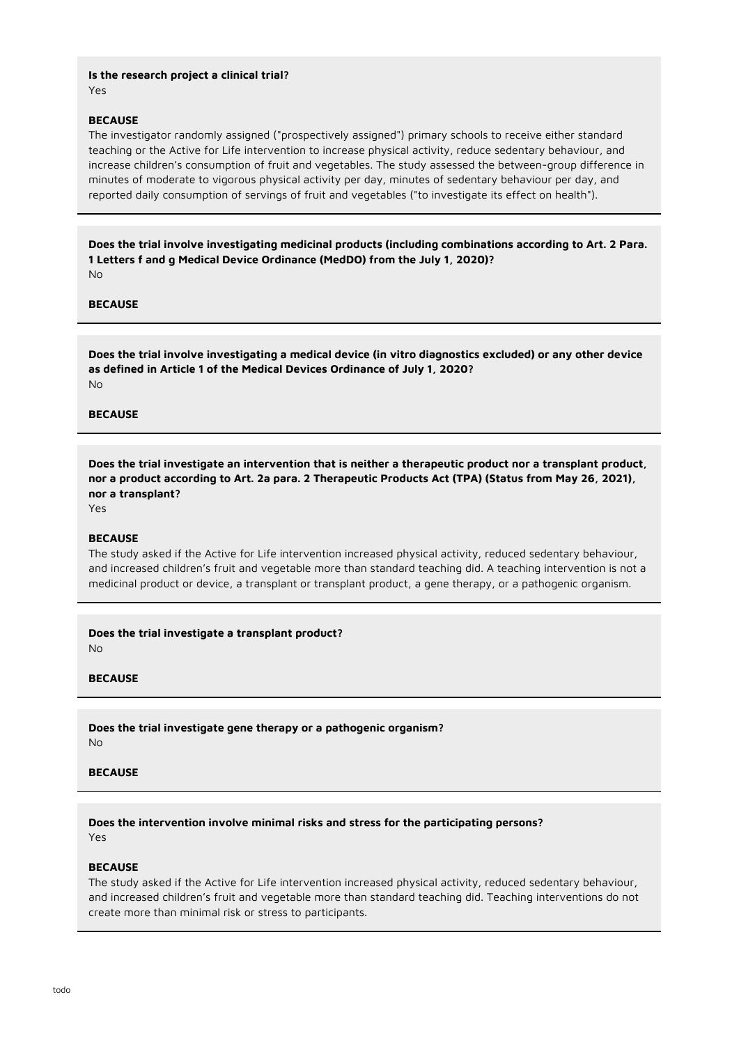**Is the research project a clinical trial?**
Yes

**BECAUSE**
The investigator randomly assigned ("prospectively assigned") primary schools to receive either standard teaching or the Active for Life intervention to increase physical activity, reduce sedentary behaviour, and increase children's consumption of fruit and vegetables. The study assessed the between-group difference in minutes of moderate to vigorous physical activity per day, minutes of sedentary behaviour per day, and reported daily consumption of servings of fruit and vegetables ("to investigate its effect on health").

---

**Does the trial involve investigating medicinal products (including combinations according to Art. 2 Para. 1 Letters f and g Medical Device Ordinance (MedDO) from the July 1, 2020)?**
No

**BECAUSE**

---

**Does the trial involve investigating a medical device (in vitro diagnostics excluded) or any other device as defined in Article 1 of the Medical Devices Ordinance of July 1, 2020?**
No

**BECAUSE**

---

**Does the trial investigate an intervention that is neither a therapeutic product nor a transplant product, nor a product according to Art. 2a para. 2 Therapeutic Products Act (TPA) (Status from May 26, 2021), nor a transplant?**
Yes

**BECAUSE**
The study asked if the Active for Life intervention increased physical activity, reduced sedentary behaviour, and increased children's fruit and vegetable more than standard teaching did. A teaching intervention is not a medicinal product or device, a transplant or transplant product, a gene therapy, or a pathogenic organism.

---

**Does the trial investigate a transplant product?**
No

**BECAUSE**

---

**Does the trial investigate gene therapy or a pathogenic organism?**
No

**BECAUSE**

---

**Does the intervention involve minimal risks and stress for the participating persons?**
Yes

**BECAUSE**
The study asked if the Active for Life intervention increased physical activity, reduced sedentary behaviour, and increased children's fruit and vegetable more than standard teaching did. Teaching interventions do not create more than minimal risk or stress to participants.

---

todo